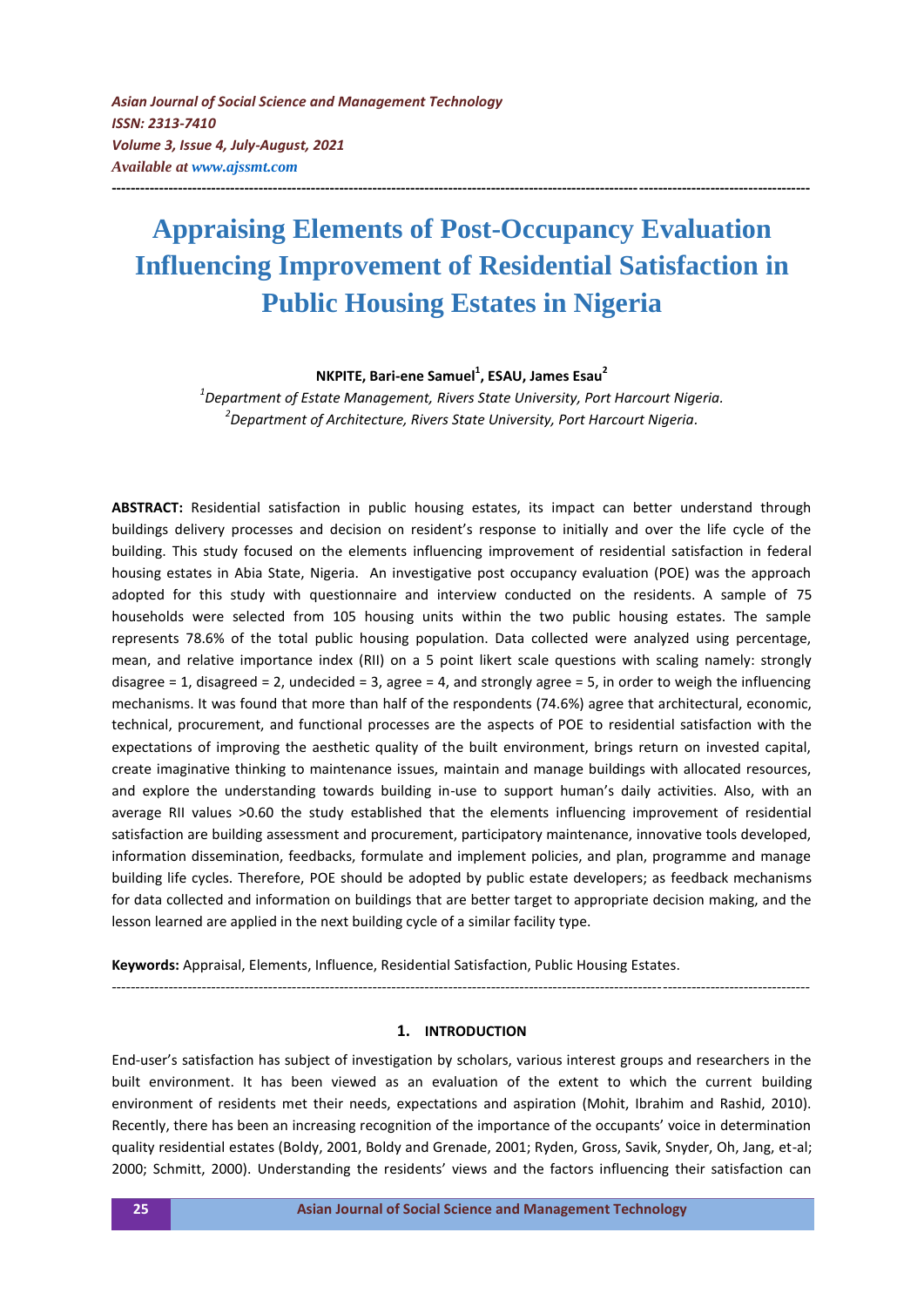*Asian Journal of Social Science and Management Technology*
*ISSN: 2313-7410*
*Volume 3, Issue 4, July-August, 2021*
*Available at www.ajssmt.com*

---

# Appraising Elements of Post-Occupancy Evaluation Influencing Improvement of Residential Satisfaction in Public Housing Estates in Nigeria

**NKPITE, Bari-ene Samuel[1], ESAU, James Esau[2]**

[1]*Department of Estate Management, Rivers State University, Port Harcourt Nigeria.*
[2]*Department of Architecture, Rivers State University, Port Harcourt Nigeria.*

**ABSTRACT:** Residential satisfaction in public housing estates, its impact can better understand through buildings delivery processes and decision on resident's response to initially and over the life cycle of the building. This study focused on the elements influencing improvement of residential satisfaction in federal housing estates in Abia State, Nigeria. An investigative post occupancy evaluation (POE) was the approach adopted for this study with questionnaire and interview conducted on the residents. A sample of 75 households were selected from 105 housing units within the two public housing estates. The sample represents 78.6% of the total public housing population. Data collected were analyzed using percentage, mean, and relative importance index (RII) on a 5 point likert scale questions with scaling namely: strongly disagree = 1, disagreed = 2, undecided = 3, agree = 4, and strongly agree = 5, in order to weigh the influencing mechanisms. It was found that more than half of the respondents (74.6%) agree that architectural, economic, technical, procurement, and functional processes are the aspects of POE to residential satisfaction with the expectations of improving the aesthetic quality of the built environment, brings return on invested capital, create imaginative thinking to maintenance issues, maintain and manage buildings with allocated resources, and explore the understanding towards building in-use to support human's daily activities. Also, with an average RII values >0.60 the study established that the elements influencing improvement of residential satisfaction are building assessment and procurement, participatory maintenance, innovative tools developed, information dissemination, feedbacks, formulate and implement policies, and plan, programme and manage building life cycles. Therefore, POE should be adopted by public estate developers; as feedback mechanisms for data collected and information on buildings that are better target to appropriate decision making, and the lesson learned are applied in the next building cycle of a similar facility type.

**Keywords:** Appraisal, Elements, Influence, Residential Satisfaction, Public Housing Estates.

---

## 1. INTRODUCTION

End-user's satisfaction has subject of investigation by scholars, various interest groups and researchers in the built environment. It has been viewed as an evaluation of the extent to which the current building environment of residents met their needs, expectations and aspiration (Mohit, Ibrahim and Rashid, 2010). Recently, there has been an increasing recognition of the importance of the occupants' voice in determination quality residential estates (Boldy, 2001, Boldy and Grenade, 2001; Ryden, Gross, Savik, Snyder, Oh, Jang, et-al; 2000; Schmitt, 2000). Understanding the residents' views and the factors influencing their satisfaction can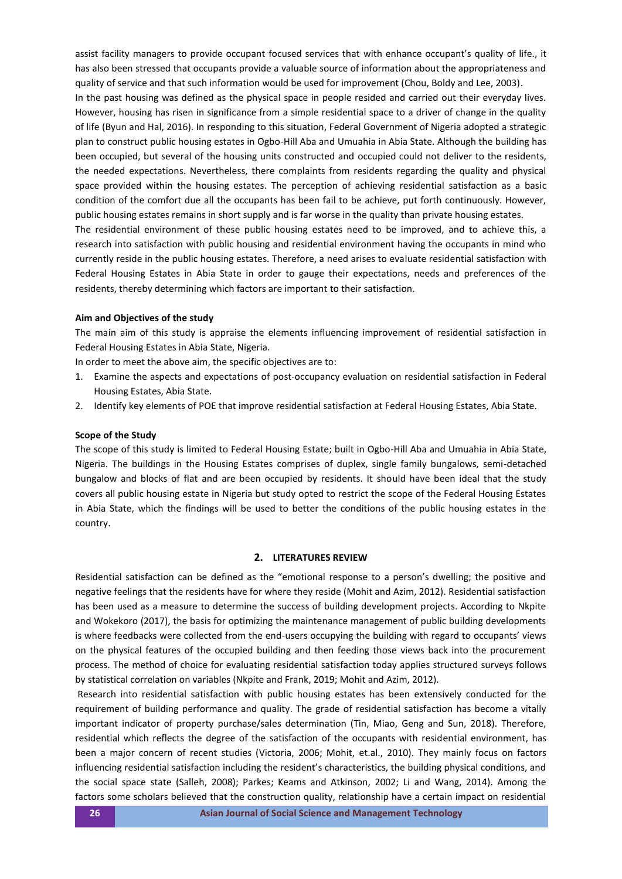assist facility managers to provide occupant focused services that with enhance occupant's quality of life., it has also been stressed that occupants provide a valuable source of information about the appropriateness and quality of service and that such information would be used for improvement (Chou, Boldy and Lee, 2003).

In the past housing was defined as the physical space in people resided and carried out their everyday lives. However, housing has risen in significance from a simple residential space to a driver of change in the quality of life (Byun and Hal, 2016). In responding to this situation, Federal Government of Nigeria adopted a strategic plan to construct public housing estates in Ogbo-Hill Aba and Umuahia in Abia State. Although the building has been occupied, but several of the housing units constructed and occupied could not deliver to the residents, the needed expectations. Nevertheless, there complaints from residents regarding the quality and physical space provided within the housing estates. The perception of achieving residential satisfaction as a basic condition of the comfort due all the occupants has been fail to be achieve, put forth continuously. However, public housing estates remains in short supply and is far worse in the quality than private housing estates.

The residential environment of these public housing estates need to be improved, and to achieve this, a research into satisfaction with public housing and residential environment having the occupants in mind who currently reside in the public housing estates. Therefore, a need arises to evaluate residential satisfaction with Federal Housing Estates in Abia State in order to gauge their expectations, needs and preferences of the residents, thereby determining which factors are important to their satisfaction.

**Aim and Objectives of the study**

The main aim of this study is appraise the elements influencing improvement of residential satisfaction in Federal Housing Estates in Abia State, Nigeria.

In order to meet the above aim, the specific objectives are to:

1. Examine the aspects and expectations of post-occupancy evaluation on residential satisfaction in Federal Housing Estates, Abia State.
2. Identify key elements of POE that improve residential satisfaction at Federal Housing Estates, Abia State.

**Scope of the Study**

The scope of this study is limited to Federal Housing Estate; built in Ogbo-Hill Aba and Umuahia in Abia State, Nigeria. The buildings in the Housing Estates comprises of duplex, single family bungalows, semi-detached bungalow and blocks of flat and are been occupied by residents. It should have been ideal that the study covers all public housing estate in Nigeria but study opted to restrict the scope of the Federal Housing Estates in Abia State, which the findings will be used to better the conditions of the public housing estates in the country.

## 2. LITERATURES REVIEW

Residential satisfaction can be defined as the "emotional response to a person's dwelling; the positive and negative feelings that the residents have for where they reside (Mohit and Azim, 2012). Residential satisfaction has been used as a measure to determine the success of building development projects. According to Nkpite and Wokekoro (2017), the basis for optimizing the maintenance management of public building developments is where feedbacks were collected from the end-users occupying the building with regard to occupants' views on the physical features of the occupied building and then feeding those views back into the procurement process. The method of choice for evaluating residential satisfaction today applies structured surveys follows by statistical correlation on variables (Nkpite and Frank, 2019; Mohit and Azim, 2012).

Research into residential satisfaction with public housing estates has been extensively conducted for the requirement of building performance and quality. The grade of residential satisfaction has become a vitally important indicator of property purchase/sales determination (Tin, Miao, Geng and Sun, 2018). Therefore, residential which reflects the degree of the satisfaction of the occupants with residential environment, has been a major concern of recent studies (Victoria, 2006; Mohit, et.al., 2010). They mainly focus on factors influencing residential satisfaction including the resident's characteristics, the building physical conditions, and the social space state (Salleh, 2008); Parkes; Keams and Atkinson, 2002; Li and Wang, 2014). Among the factors some scholars believed that the construction quality, relationship have a certain impact on residential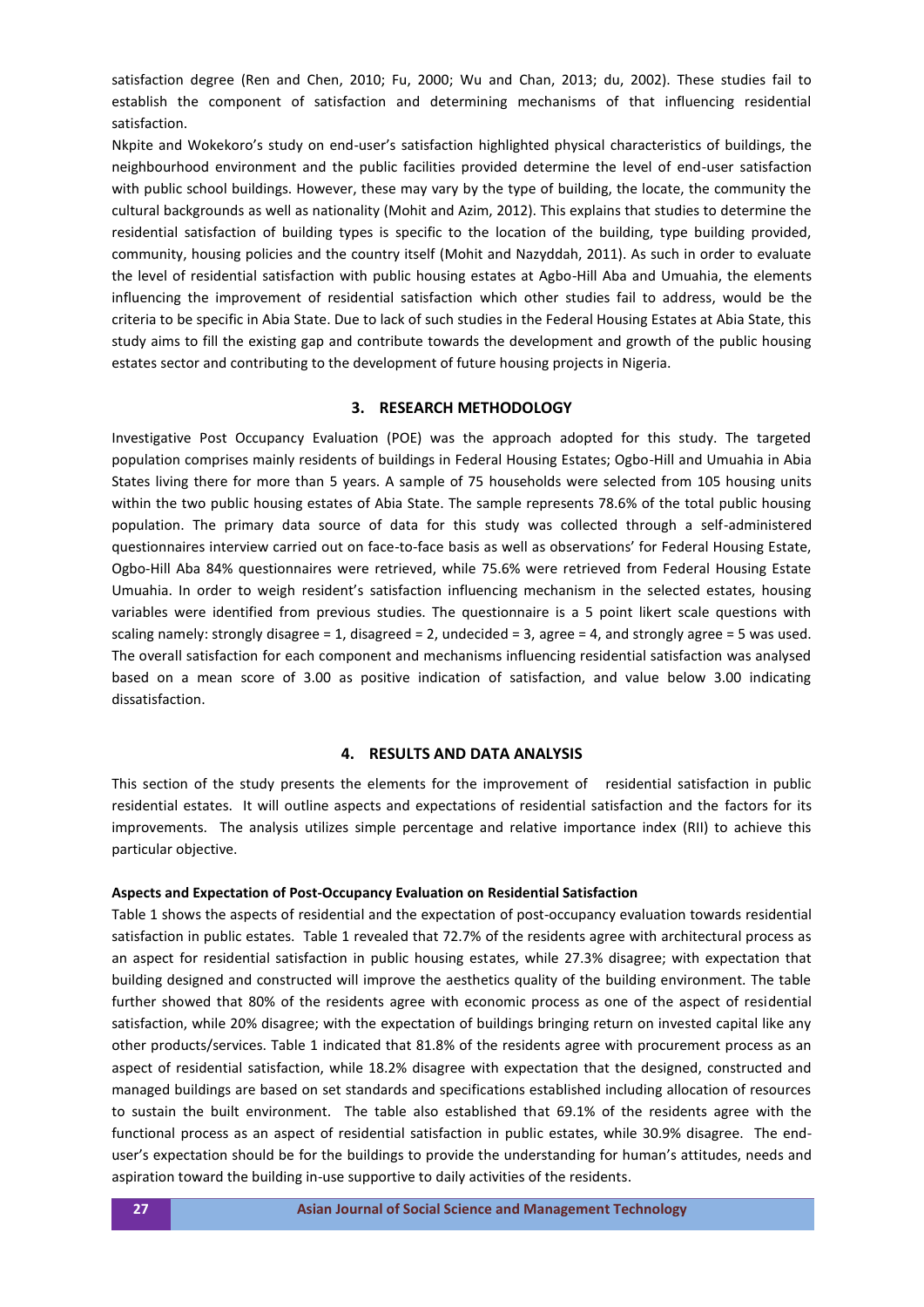satisfaction degree (Ren and Chen, 2010; Fu, 2000; Wu and Chan, 2013; du, 2002). These studies fail to establish the component of satisfaction and determining mechanisms of that influencing residential satisfaction.

Nkpite and Wokekoro's study on end-user's satisfaction highlighted physical characteristics of buildings, the neighbourhood environment and the public facilities provided determine the level of end-user satisfaction with public school buildings. However, these may vary by the type of building, the locate, the community the cultural backgrounds as well as nationality (Mohit and Azim, 2012). This explains that studies to determine the residential satisfaction of building types is specific to the location of the building, type building provided, community, housing policies and the country itself (Mohit and Nazyddah, 2011). As such in order to evaluate the level of residential satisfaction with public housing estates at Agbo-Hill Aba and Umuahia, the elements influencing the improvement of residential satisfaction which other studies fail to address, would be the criteria to be specific in Abia State. Due to lack of such studies in the Federal Housing Estates at Abia State, this study aims to fill the existing gap and contribute towards the development and growth of the public housing estates sector and contributing to the development of future housing projects in Nigeria.

## 3. RESEARCH METHODOLOGY

Investigative Post Occupancy Evaluation (POE) was the approach adopted for this study. The targeted population comprises mainly residents of buildings in Federal Housing Estates; Ogbo-Hill and Umuahia in Abia States living there for more than 5 years. A sample of 75 households were selected from 105 housing units within the two public housing estates of Abia State. The sample represents 78.6% of the total public housing population. The primary data source of data for this study was collected through a self-administered questionnaires interview carried out on face-to-face basis as well as observations' for Federal Housing Estate, Ogbo-Hill Aba 84% questionnaires were retrieved, while 75.6% were retrieved from Federal Housing Estate Umuahia. In order to weigh resident's satisfaction influencing mechanism in the selected estates, housing variables were identified from previous studies. The questionnaire is a 5 point likert scale questions with scaling namely: strongly disagree = 1, disagreed = 2, undecided = 3, agree = 4, and strongly agree = 5 was used. The overall satisfaction for each component and mechanisms influencing residential satisfaction was analysed based on a mean score of 3.00 as positive indication of satisfaction, and value below 3.00 indicating dissatisfaction.

## 4. RESULTS AND DATA ANALYSIS

This section of the study presents the elements for the improvement of residential satisfaction in public residential estates. It will outline aspects and expectations of residential satisfaction and the factors for its improvements. The analysis utilizes simple percentage and relative importance index (RII) to achieve this particular objective.

**Aspects and Expectation of Post-Occupancy Evaluation on Residential Satisfaction**

Table 1 shows the aspects of residential and the expectation of post-occupancy evaluation towards residential satisfaction in public estates. Table 1 revealed that 72.7% of the residents agree with architectural process as an aspect for residential satisfaction in public housing estates, while 27.3% disagree; with expectation that building designed and constructed will improve the aesthetics quality of the building environment. The table further showed that 80% of the residents agree with economic process as one of the aspect of residential satisfaction, while 20% disagree; with the expectation of buildings bringing return on invested capital like any other products/services. Table 1 indicated that 81.8% of the residents agree with procurement process as an aspect of residential satisfaction, while 18.2% disagree with expectation that the designed, constructed and managed buildings are based on set standards and specifications established including allocation of resources to sustain the built environment. The table also established that 69.1% of the residents agree with the functional process as an aspect of residential satisfaction in public estates, while 30.9% disagree. The end-user's expectation should be for the buildings to provide the understanding for human's attitudes, needs and aspiration toward the building in-use supportive to daily activities of the residents.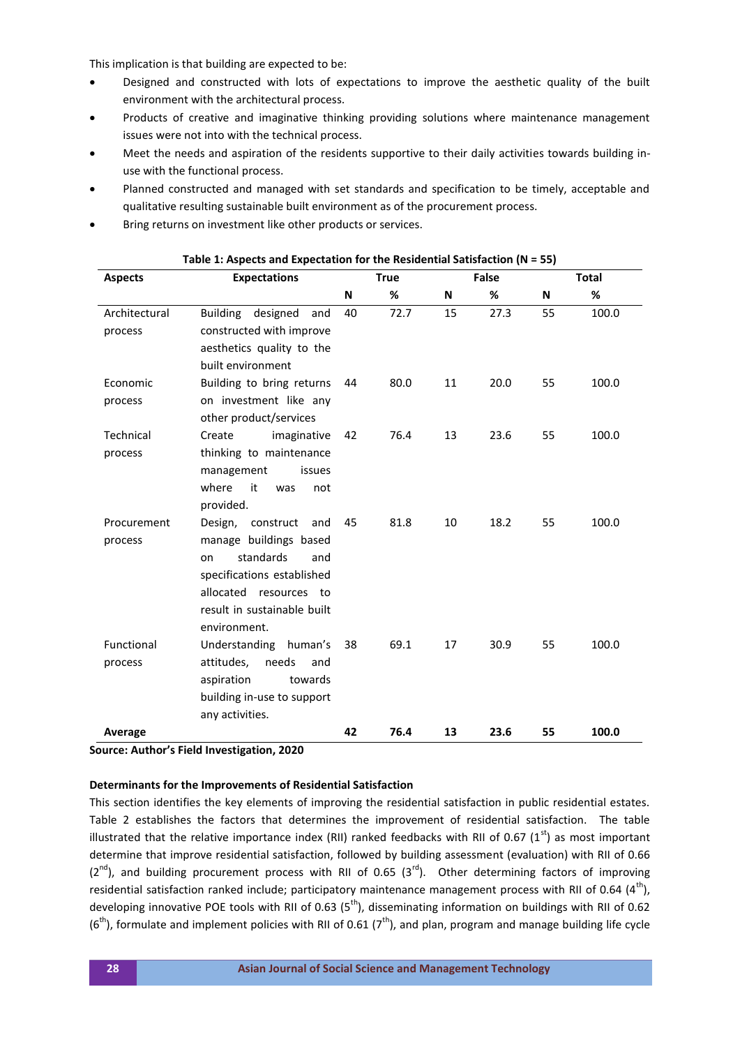This implication is that building are expected to be:

- Designed and constructed with lots of expectations to improve the aesthetic quality of the built environment with the architectural process.
- Products of creative and imaginative thinking providing solutions where maintenance management issues were not into with the technical process.
- Meet the needs and aspiration of the residents supportive to their daily activities towards building in-use with the functional process.
- Planned constructed and managed with set standards and specification to be timely, acceptable and qualitative resulting sustainable built environment as of the procurement process.
- Bring returns on investment like other products or services.

**Table 1: Aspects and Expectation for the Residential Satisfaction (N = 55)**

| Aspects | Expectations | True | | False | | Total | |
|---|---|---|---|---|---|---|---|
| | | N | % | N | % | N | % |
| Architectural process | Building designed and constructed with improve aesthetics quality to the built environment | 40 | 72.7 | 15 | 27.3 | 55 | 100.0 |
| Economic process | Building to bring returns on investment like any other product/services | 44 | 80.0 | 11 | 20.0 | 55 | 100.0 |
| Technical process | Create imaginative thinking to maintenance management issues where it was not provided. | 42 | 76.4 | 13 | 23.6 | 55 | 100.0 |
| Procurement process | Design, construct and manage buildings based on standards and specifications established allocated resources to result in sustainable built environment. | 45 | 81.8 | 10 | 18.2 | 55 | 100.0 |
| Functional process | Understanding human's attitudes, needs and aspiration towards building in-use to support any activities. | 38 | 69.1 | 17 | 30.9 | 55 | 100.0 |
| **Average** | | **42** | **76.4** | **13** | **23.6** | **55** | **100.0** |

**Source: Author's Field Investigation, 2020**

**Determinants for the Improvements of Residential Satisfaction**

This section identifies the key elements of improving the residential satisfaction in public residential estates. Table 2 establishes the factors that determines the improvement of residential satisfaction. The table illustrated that the relative importance index (RII) ranked feedbacks with RII of 0.67 (1st) as most important determine that improve residential satisfaction, followed by building assessment (evaluation) with RII of 0.66 (2nd), and building procurement process with RII of 0.65 (3rd). Other determining factors of improving residential satisfaction ranked include; participatory maintenance management process with RII of 0.64 (4th), developing innovative POE tools with RII of 0.63 (5th), disseminating information on buildings with RII of 0.62 (6th), formulate and implement policies with RII of 0.61 (7th), and plan, program and manage building life cycle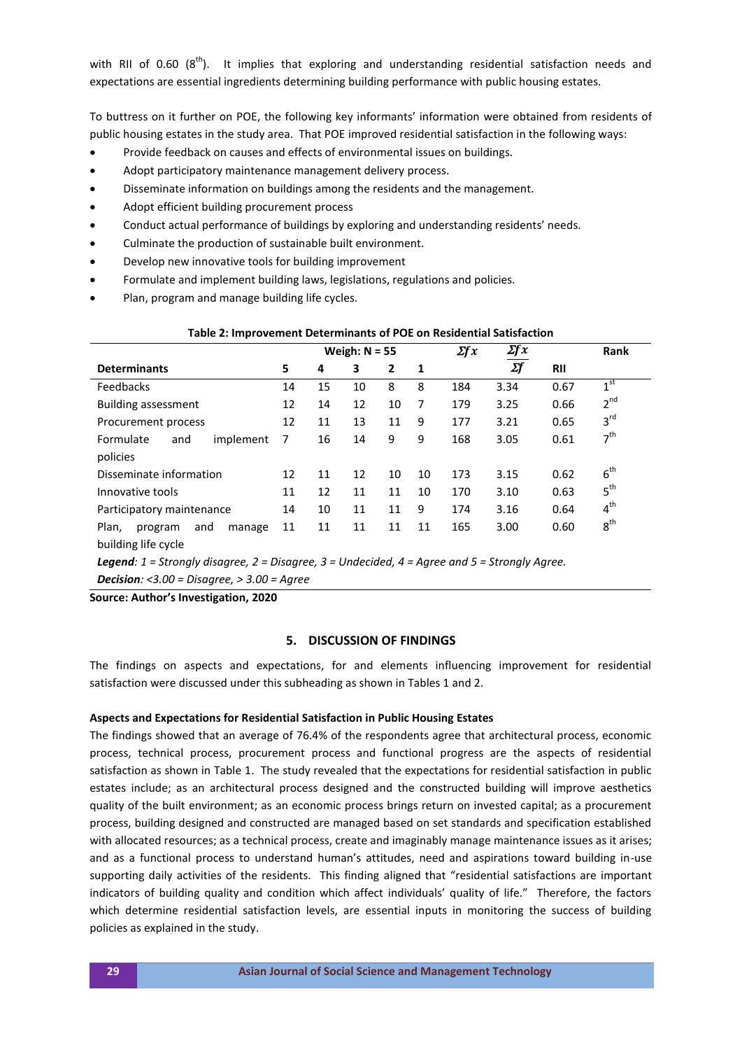with RII of 0.60 (8th). It implies that exploring and understanding residential satisfaction needs and expectations are essential ingredients determining building performance with public housing estates.

To buttress on it further on POE, the following key informants' information were obtained from residents of public housing estates in the study area. That POE improved residential satisfaction in the following ways:

- Provide feedback on causes and effects of environmental issues on buildings.
- Adopt participatory maintenance management delivery process.
- Disseminate information on buildings among the residents and the management.
- Adopt efficient building procurement process
- Conduct actual performance of buildings by exploring and understanding residents' needs.
- Culminate the production of sustainable built environment.
- Develop new innovative tools for building improvement
- Formulate and implement building laws, legislations, regulations and policies.
- Plan, program and manage building life cycles.

**Table 2: Improvement Determinants of POE on Residential Satisfaction**

| | Weigh: N = 55 | | | | | $\Sigma fx$ | $\frac{\Sigma fx}{\Sigma f}$ | | Rank |
|---|---|---|---|---|---|---|---|---|---|
| **Determinants** | **5** | **4** | **3** | **2** | **1** | | | **RII** | |
| Feedbacks | 14 | 15 | 10 | 8 | 8 | 184 | 3.34 | 0.67 | 1st |
| Building assessment | 12 | 14 | 12 | 10 | 7 | 179 | 3.25 | 0.66 | 2nd |
| Procurement process | 12 | 11 | 13 | 11 | 9 | 177 | 3.21 | 0.65 | 3rd |
| Formulate and implement policies | 7 | 16 | 14 | 9 | 9 | 168 | 3.05 | 0.61 | 7th |
| Disseminate information | 12 | 11 | 12 | 10 | 10 | 173 | 3.15 | 0.62 | 6th |
| Innovative tools | 11 | 12 | 11 | 11 | 10 | 170 | 3.10 | 0.63 | 5th |
| Participatory maintenance | 14 | 10 | 11 | 11 | 9 | 174 | 3.16 | 0.64 | 4th |
| Plan, program and manage building life cycle | 11 | 11 | 11 | 11 | 11 | 165 | 3.00 | 0.60 | 8th |

***Legend**: 1 = Strongly disagree, 2 = Disagree, 3 = Undecided, 4 = Agree and 5 = Strongly Agree.*

***Decision**: <3.00 = Disagree, > 3.00 = Agree*

**Source: Author's Investigation, 2020**

## 5. DISCUSSION OF FINDINGS

The findings on aspects and expectations, for and elements influencing improvement for residential satisfaction were discussed under this subheading as shown in Tables 1 and 2.

**Aspects and Expectations for Residential Satisfaction in Public Housing Estates**

The findings showed that an average of 76.4% of the respondents agree that architectural process, economic process, technical process, procurement process and functional progress are the aspects of residential satisfaction as shown in Table 1. The study revealed that the expectations for residential satisfaction in public estates include; as an architectural process designed and the constructed building will improve aesthetics quality of the built environment; as an economic process brings return on invested capital; as a procurement process, building designed and constructed are managed based on set standards and specification established with allocated resources; as a technical process, create and imaginably manage maintenance issues as it arises; and as a functional process to understand human's attitudes, need and aspirations toward building in-use supporting daily activities of the residents. This finding aligned that "residential satisfactions are important indicators of building quality and condition which affect individuals' quality of life." Therefore, the factors which determine residential satisfaction levels, are essential inputs in monitoring the success of building policies as explained in the study.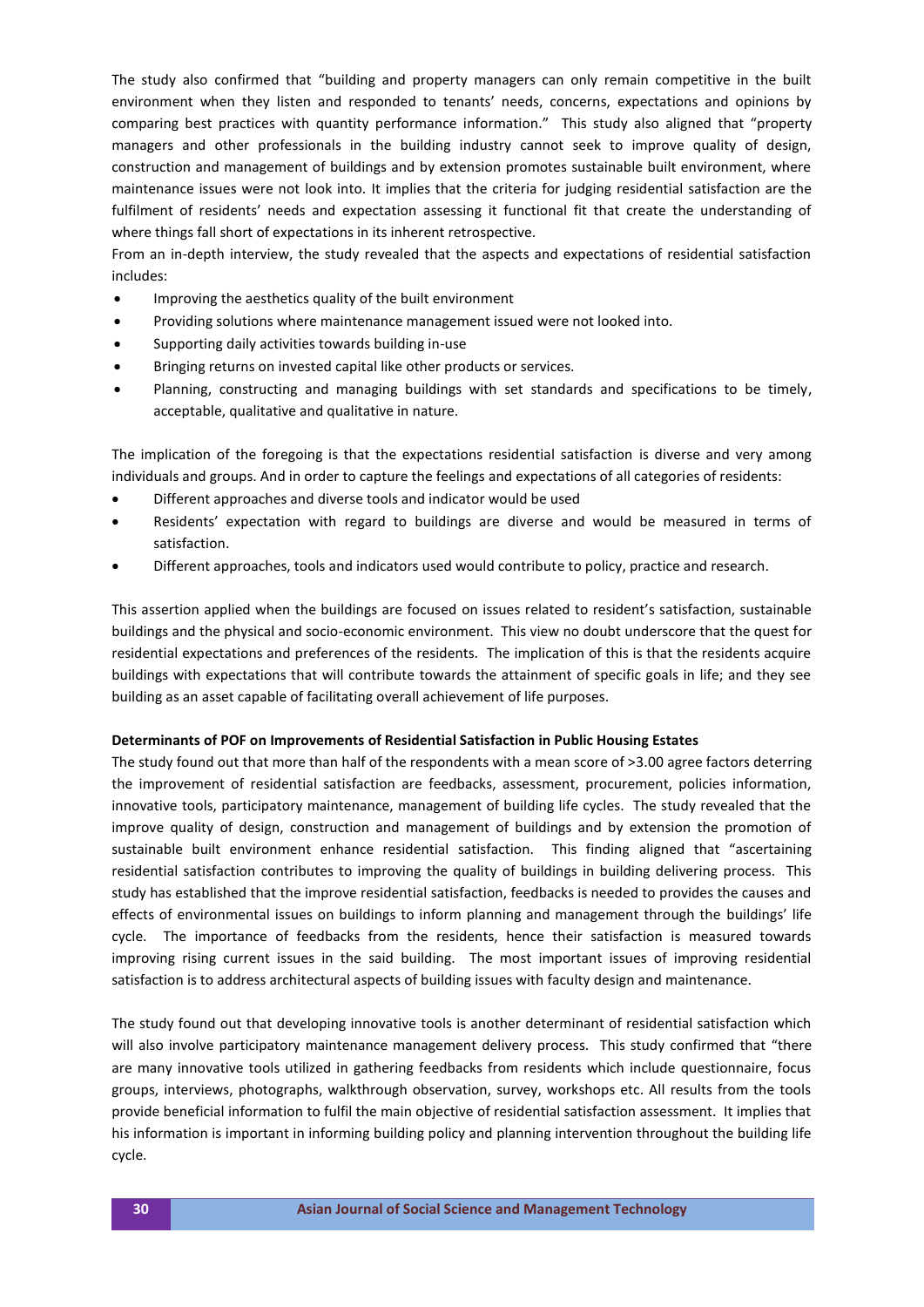The study also confirmed that "building and property managers can only remain competitive in the built environment when they listen and responded to tenants' needs, concerns, expectations and opinions by comparing best practices with quantity performance information." This study also aligned that "property managers and other professionals in the building industry cannot seek to improve quality of design, construction and management of buildings and by extension promotes sustainable built environment, where maintenance issues were not look into. It implies that the criteria for judging residential satisfaction are the fulfilment of residents' needs and expectation assessing it functional fit that create the understanding of where things fall short of expectations in its inherent retrospective.

From an in-depth interview, the study revealed that the aspects and expectations of residential satisfaction includes:

- Improving the aesthetics quality of the built environment
- Providing solutions where maintenance management issued were not looked into.
- Supporting daily activities towards building in-use
- Bringing returns on invested capital like other products or services.
- Planning, constructing and managing buildings with set standards and specifications to be timely, acceptable, qualitative and qualitative in nature.

The implication of the foregoing is that the expectations residential satisfaction is diverse and very among individuals and groups. And in order to capture the feelings and expectations of all categories of residents:

- Different approaches and diverse tools and indicator would be used
- Residents' expectation with regard to buildings are diverse and would be measured in terms of satisfaction.
- Different approaches, tools and indicators used would contribute to policy, practice and research.

This assertion applied when the buildings are focused on issues related to resident's satisfaction, sustainable buildings and the physical and socio-economic environment. This view no doubt underscore that the quest for residential expectations and preferences of the residents. The implication of this is that the residents acquire buildings with expectations that will contribute towards the attainment of specific goals in life; and they see building as an asset capable of facilitating overall achievement of life purposes.

**Determinants of POF on Improvements of Residential Satisfaction in Public Housing Estates**

The study found out that more than half of the respondents with a mean score of >3.00 agree factors deterring the improvement of residential satisfaction are feedbacks, assessment, procurement, policies information, innovative tools, participatory maintenance, management of building life cycles. The study revealed that the improve quality of design, construction and management of buildings and by extension the promotion of sustainable built environment enhance residential satisfaction. This finding aligned that "ascertaining residential satisfaction contributes to improving the quality of buildings in building delivering process. This study has established that the improve residential satisfaction, feedbacks is needed to provides the causes and effects of environmental issues on buildings to inform planning and management through the buildings' life cycle. The importance of feedbacks from the residents, hence their satisfaction is measured towards improving rising current issues in the said building. The most important issues of improving residential satisfaction is to address architectural aspects of building issues with faculty design and maintenance.

The study found out that developing innovative tools is another determinant of residential satisfaction which will also involve participatory maintenance management delivery process. This study confirmed that "there are many innovative tools utilized in gathering feedbacks from residents which include questionnaire, focus groups, interviews, photographs, walkthrough observation, survey, workshops etc. All results from the tools provide beneficial information to fulfil the main objective of residential satisfaction assessment. It implies that his information is important in informing building policy and planning intervention throughout the building life cycle.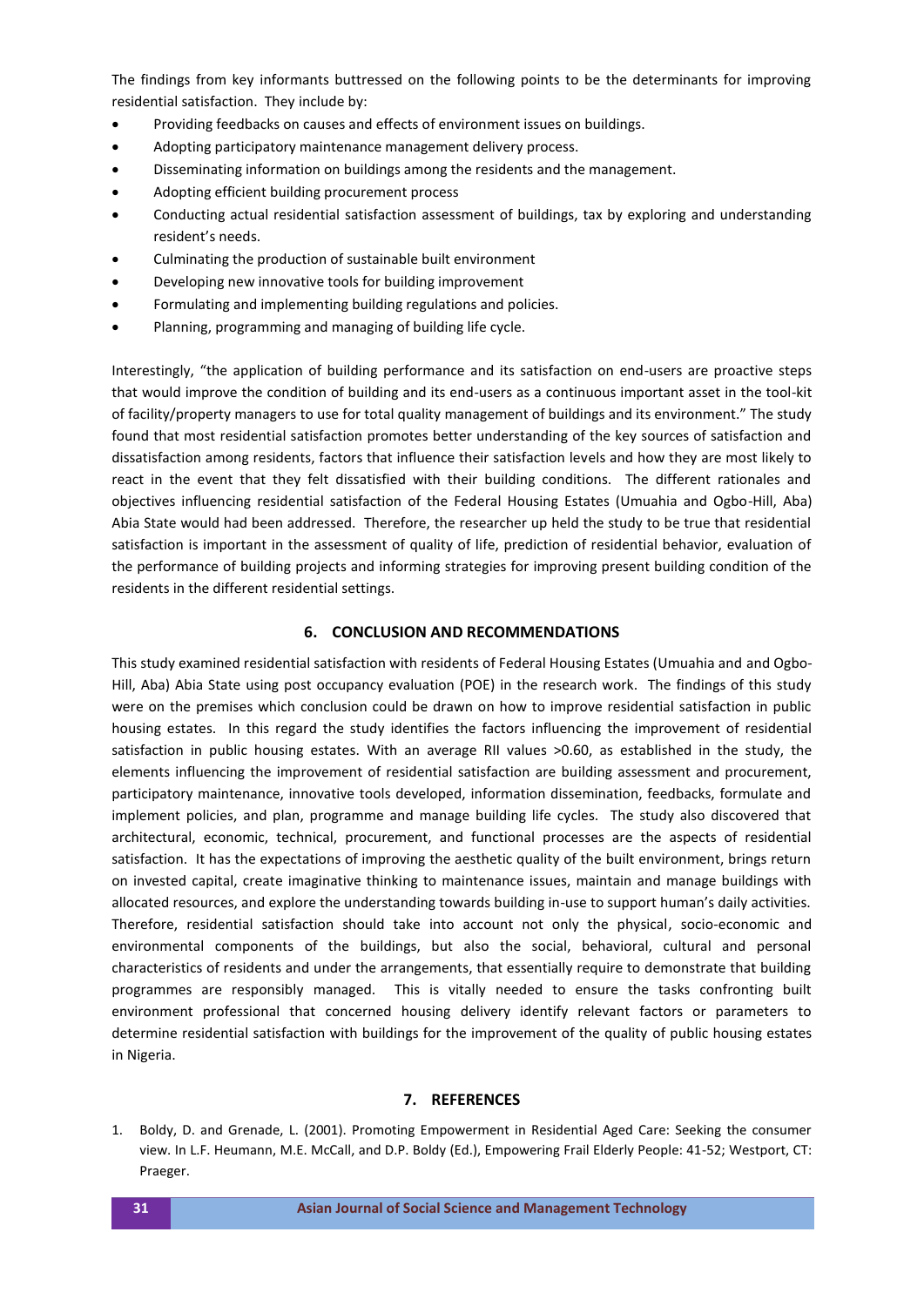The findings from key informants buttressed on the following points to be the determinants for improving residential satisfaction. They include by:

- Providing feedbacks on causes and effects of environment issues on buildings.
- Adopting participatory maintenance management delivery process.
- Disseminating information on buildings among the residents and the management.
- Adopting efficient building procurement process
- Conducting actual residential satisfaction assessment of buildings, tax by exploring and understanding resident's needs.
- Culminating the production of sustainable built environment
- Developing new innovative tools for building improvement
- Formulating and implementing building regulations and policies.
- Planning, programming and managing of building life cycle.

Interestingly, "the application of building performance and its satisfaction on end-users are proactive steps that would improve the condition of building and its end-users as a continuous important asset in the tool-kit of facility/property managers to use for total quality management of buildings and its environment." The study found that most residential satisfaction promotes better understanding of the key sources of satisfaction and dissatisfaction among residents, factors that influence their satisfaction levels and how they are most likely to react in the event that they felt dissatisfied with their building conditions. The different rationales and objectives influencing residential satisfaction of the Federal Housing Estates (Umuahia and Ogbo-Hill, Aba) Abia State would had been addressed. Therefore, the researcher up held the study to be true that residential satisfaction is important in the assessment of quality of life, prediction of residential behavior, evaluation of the performance of building projects and informing strategies for improving present building condition of the residents in the different residential settings.

## 6. CONCLUSION AND RECOMMENDATIONS

This study examined residential satisfaction with residents of Federal Housing Estates (Umuahia and and Ogbo-Hill, Aba) Abia State using post occupancy evaluation (POE) in the research work. The findings of this study were on the premises which conclusion could be drawn on how to improve residential satisfaction in public housing estates. In this regard the study identifies the factors influencing the improvement of residential satisfaction in public housing estates. With an average RII values >0.60, as established in the study, the elements influencing the improvement of residential satisfaction are building assessment and procurement, participatory maintenance, innovative tools developed, information dissemination, feedbacks, formulate and implement policies, and plan, programme and manage building life cycles. The study also discovered that architectural, economic, technical, procurement, and functional processes are the aspects of residential satisfaction. It has the expectations of improving the aesthetic quality of the built environment, brings return on invested capital, create imaginative thinking to maintenance issues, maintain and manage buildings with allocated resources, and explore the understanding towards building in-use to support human's daily activities. Therefore, residential satisfaction should take into account not only the physical, socio-economic and environmental components of the buildings, but also the social, behavioral, cultural and personal characteristics of residents and under the arrangements, that essentially require to demonstrate that building programmes are responsibly managed. This is vitally needed to ensure the tasks confronting built environment professional that concerned housing delivery identify relevant factors or parameters to determine residential satisfaction with buildings for the improvement of the quality of public housing estates in Nigeria.

## 7. REFERENCES

1. Boldy, D. and Grenade, L. (2001). Promoting Empowerment in Residential Aged Care: Seeking the consumer view. In L.F. Heumann, M.E. McCall, and D.P. Boldy (Ed.), Empowering Frail Elderly People: 41-52; Westport, CT: Praeger.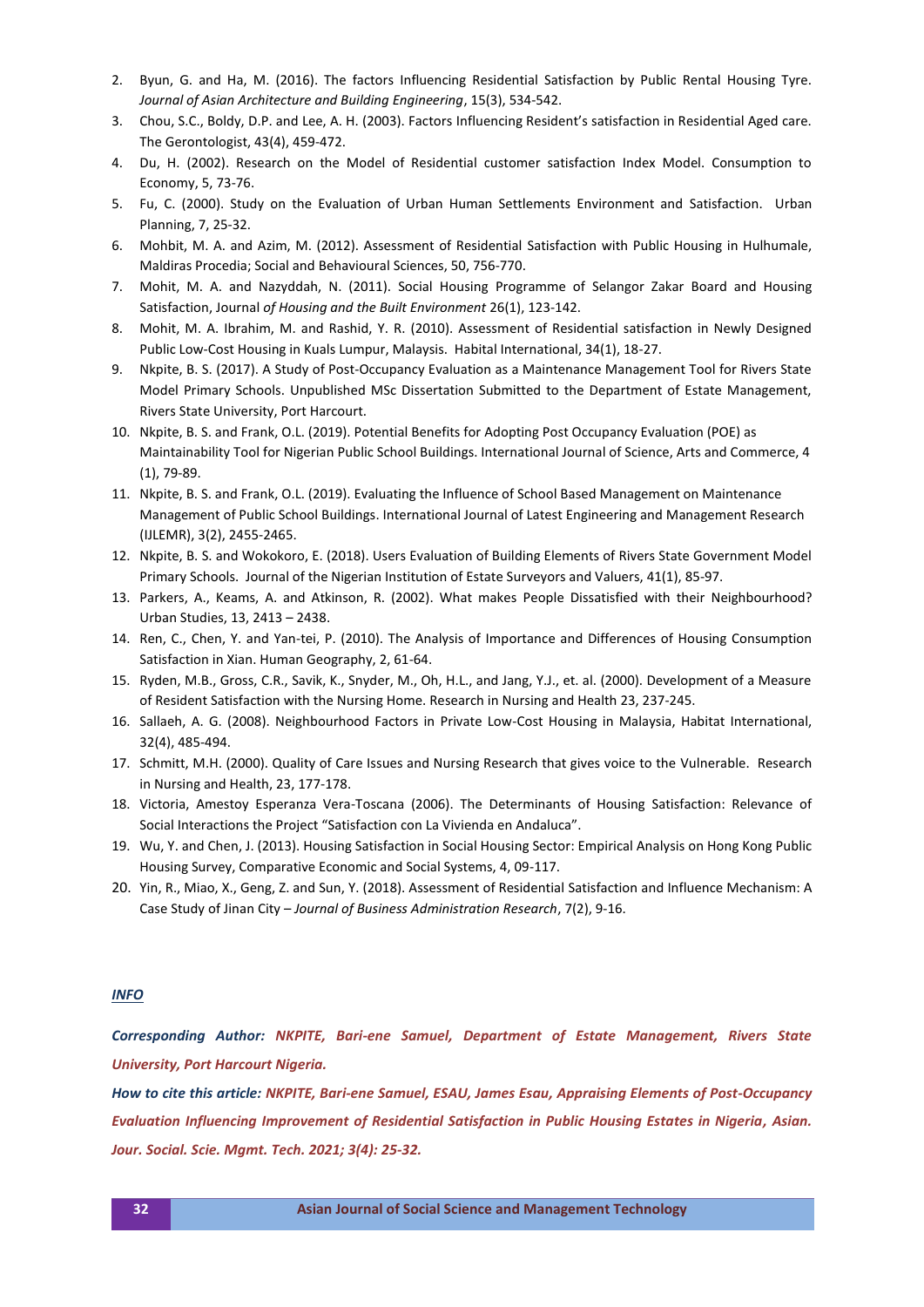2. Byun, G. and Ha, M. (2016). The factors Influencing Residential Satisfaction by Public Rental Housing Tyre. *Journal of Asian Architecture and Building Engineering*, 15(3), 534-542.
3. Chou, S.C., Boldy, D.P. and Lee, A. H. (2003). Factors Influencing Resident's satisfaction in Residential Aged care. The Gerontologist, 43(4), 459-472.
4. Du, H. (2002). Research on the Model of Residential customer satisfaction Index Model. Consumption to Economy, 5, 73-76.
5. Fu, C. (2000). Study on the Evaluation of Urban Human Settlements Environment and Satisfaction. Urban Planning, 7, 25-32.
6. Mohbit, M. A. and Azim, M. (2012). Assessment of Residential Satisfaction with Public Housing in Hulhumale, Maldiras Procedia; Social and Behavioural Sciences, 50, 756-770.
7. Mohit, M. A. and Nazyddah, N. (2011). Social Housing Programme of Selangor Zakar Board and Housing Satisfaction, Journal *of Housing and the Built Environment* 26(1), 123-142.
8. Mohit, M. A. Ibrahim, M. and Rashid, Y. R. (2010). Assessment of Residential satisfaction in Newly Designed Public Low-Cost Housing in Kuals Lumpur, Malaysia. Habital International, 34(1), 18-27.
9. Nkpite, B. S. (2017). A Study of Post-Occupancy Evaluation as a Maintenance Management Tool for Rivers State Model Primary Schools. Unpublished MSc Dissertation Submitted to the Department of Estate Management, Rivers State University, Port Harcourt.
10. Nkpite, B. S. and Frank, O.L. (2019). Potential Benefits for Adopting Post Occupancy Evaluation (POE) as Maintainability Tool for Nigerian Public School Buildings. International Journal of Science, Arts and Commerce, 4 (1), 79-89.
11. Nkpite, B. S. and Frank, O.L. (2019). Evaluating the Influence of School Based Management on Maintenance Management of Public School Buildings. International Journal of Latest Engineering and Management Research (IJLEMR), 3(2), 2455-2465.
12. Nkpite, B. S. and Wokokoro, E. (2018). Users Evaluation of Building Elements of Rivers State Government Model Primary Schools. Journal of the Nigerian Institution of Estate Surveyors and Valuers, 41(1), 85-97.
13. Parkers, A., Keams, A. and Atkinson, R. (2002). What makes People Dissatisfied with their Neighbourhood? Urban Studies, 13, 2413 – 2438.
14. Ren, C., Chen, Y. and Yan-tei, P. (2010). The Analysis of Importance and Differences of Housing Consumption Satisfaction in Xian. Human Geography, 2, 61-64.
15. Ryden, M.B., Gross, C.R., Savik, K., Snyder, M., Oh, H.L., and Jang, Y.J., et. al. (2000). Development of a Measure of Resident Satisfaction with the Nursing Home. Research in Nursing and Health 23, 237-245.
16. Sallaeh, A. G. (2008). Neighbourhood Factors in Private Low-Cost Housing in Malaysia, Habitat International, 32(4), 485-494.
17. Schmitt, M.H. (2000). Quality of Care Issues and Nursing Research that gives voice to the Vulnerable. Research in Nursing and Health, 23, 177-178.
18. Victoria, Amestoy Esperanza Vera-Toscana (2006). The Determinants of Housing Satisfaction: Relevance of Social Interactions the Project "Satisfaction con La Vivienda en Andaluca".
19. Wu, Y. and Chen, J. (2013). Housing Satisfaction in Social Housing Sector: Empirical Analysis on Hong Kong Public Housing Survey, Comparative Economic and Social Systems, 4, 09-117.
20. Yin, R., Miao, X., Geng, Z. and Sun, Y. (2018). Assessment of Residential Satisfaction and Influence Mechanism: A Case Study of Jinan City – *Journal of Business Administration Research*, 7(2), 9-16.

***INFO***

***Corresponding Author:*** ***NKPITE, Bari-ene Samuel, Department of Estate Management, Rivers State University, Port Harcourt Nigeria.***

***How to cite this article:*** ***NKPITE, Bari-ene Samuel, ESAU, James Esau, Appraising Elements of Post-Occupancy Evaluation Influencing Improvement of Residential Satisfaction in Public Housing Estates in Nigeria, Asian. Jour. Social. Scie. Mgmt. Tech. 2021; 3(4): 25-32.***